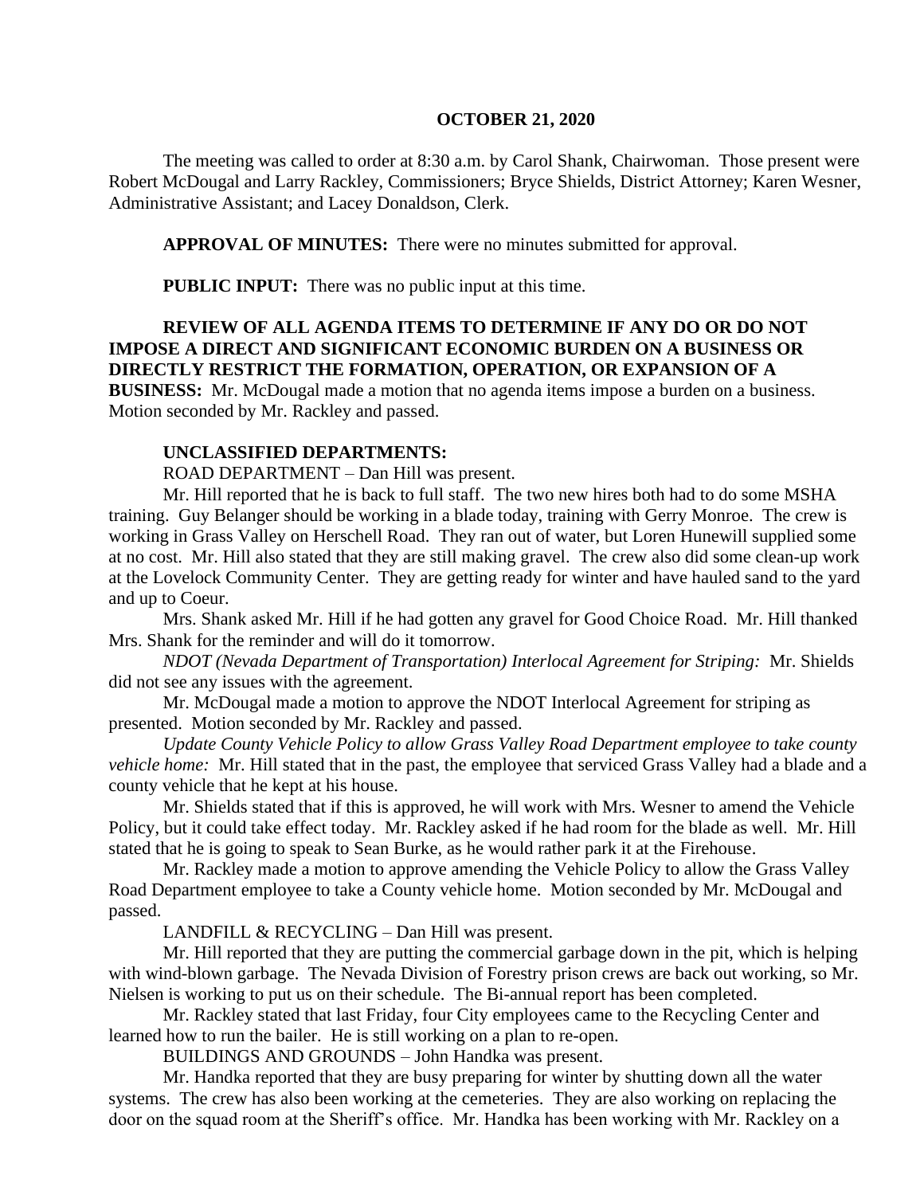**OCTOBER 21, 2020**

The meeting was called to order at 8:30 a.m. by Carol Shank, Chairwoman. Those present were Robert McDougal and Larry Rackley, Commissioners; Bryce Shields, District Attorney; Karen Wesner, Administrative Assistant; and Lacey Donaldson, Clerk.

**APPROVAL OF MINUTES:** There were no minutes submitted for approval.

**PUBLIC INPUT:** There was no public input at this time.

**REVIEW OF ALL AGENDA ITEMS TO DETERMINE IF ANY DO OR DO NOT IMPOSE A DIRECT AND SIGNIFICANT ECONOMIC BURDEN ON A BUSINESS OR DIRECTLY RESTRICT THE FORMATION, OPERATION, OR EXPANSION OF A BUSINESS:** Mr. McDougal made a motion that no agenda items impose a burden on a business. Motion seconded by Mr. Rackley and passed.

**UNCLASSIFIED DEPARTMENTS:**

ROAD DEPARTMENT – Dan Hill was present.

Mr. Hill reported that he is back to full staff. The two new hires both had to do some MSHA training. Guy Belanger should be working in a blade today, training with Gerry Monroe. The crew is working in Grass Valley on Herschell Road. They ran out of water, but Loren Hunewill supplied some at no cost. Mr. Hill also stated that they are still making gravel. The crew also did some clean-up work at the Lovelock Community Center. They are getting ready for winter and have hauled sand to the yard and up to Coeur.

Mrs. Shank asked Mr. Hill if he had gotten any gravel for Good Choice Road. Mr. Hill thanked Mrs. Shank for the reminder and will do it tomorrow.

*NDOT (Nevada Department of Transportation) Interlocal Agreement for Striping:* Mr. Shields did not see any issues with the agreement.

Mr. McDougal made a motion to approve the NDOT Interlocal Agreement for striping as presented. Motion seconded by Mr. Rackley and passed.

*Update County Vehicle Policy to allow Grass Valley Road Department employee to take county vehicle home:* Mr. Hill stated that in the past, the employee that serviced Grass Valley had a blade and a county vehicle that he kept at his house.

Mr. Shields stated that if this is approved, he will work with Mrs. Wesner to amend the Vehicle Policy, but it could take effect today. Mr. Rackley asked if he had room for the blade as well. Mr. Hill stated that he is going to speak to Sean Burke, as he would rather park it at the Firehouse.

Mr. Rackley made a motion to approve amending the Vehicle Policy to allow the Grass Valley Road Department employee to take a County vehicle home. Motion seconded by Mr. McDougal and passed.

LANDFILL & RECYCLING – Dan Hill was present.

Mr. Hill reported that they are putting the commercial garbage down in the pit, which is helping with wind-blown garbage. The Nevada Division of Forestry prison crews are back out working, so Mr. Nielsen is working to put us on their schedule. The Bi-annual report has been completed.

Mr. Rackley stated that last Friday, four City employees came to the Recycling Center and learned how to run the bailer. He is still working on a plan to re-open.

BUILDINGS AND GROUNDS – John Handka was present.

Mr. Handka reported that they are busy preparing for winter by shutting down all the water systems. The crew has also been working at the cemeteries. They are also working on replacing the door on the squad room at the Sheriff's office. Mr. Handka has been working with Mr. Rackley on a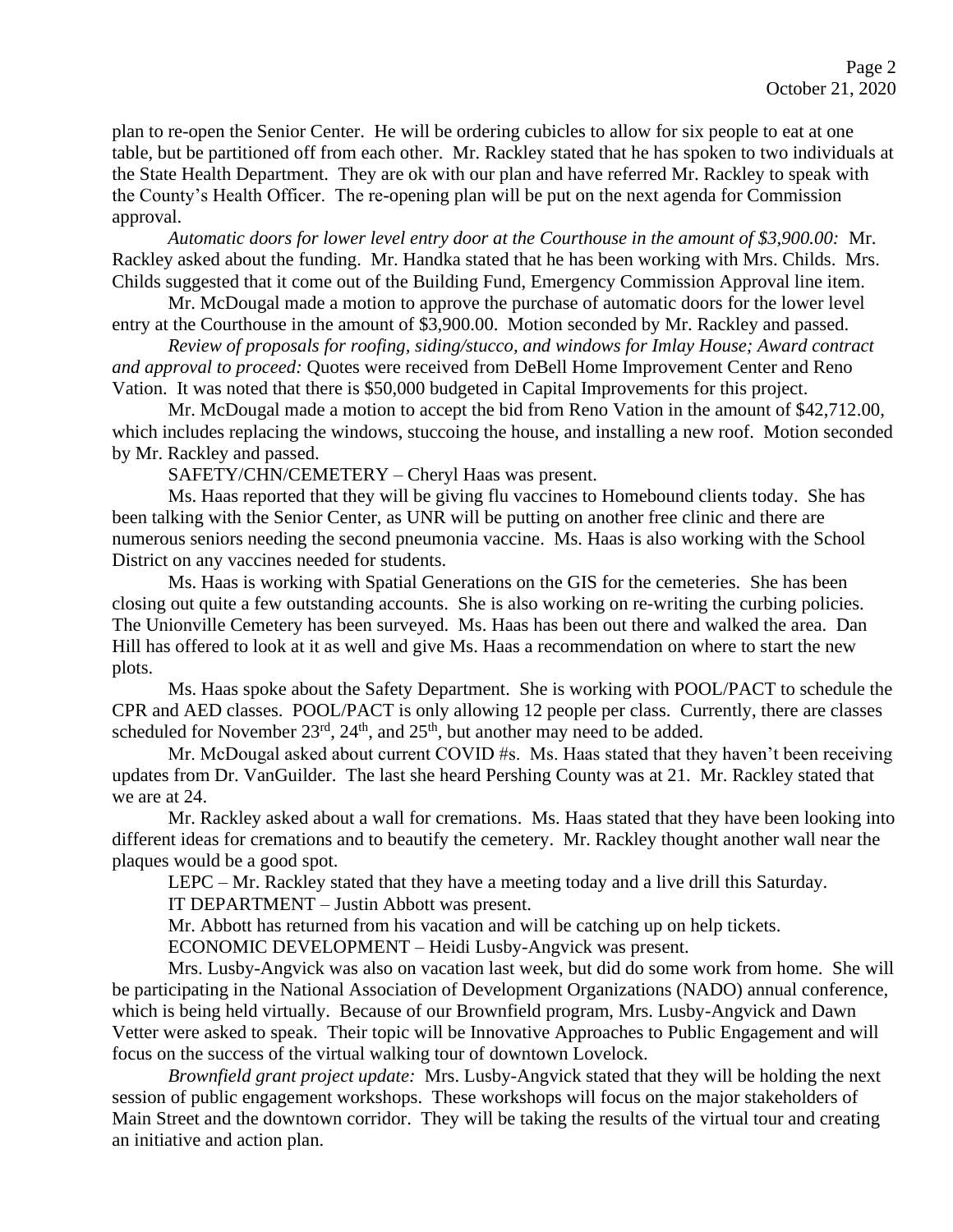plan to re-open the Senior Center. He will be ordering cubicles to allow for six people to eat at one table, but be partitioned off from each other. Mr. Rackley stated that he has spoken to two individuals at the State Health Department. They are ok with our plan and have referred Mr. Rackley to speak with the County's Health Officer. The re-opening plan will be put on the next agenda for Commission approval.

*Automatic doors for lower level entry door at the Courthouse in the amount of $3,900.00:* Mr. Rackley asked about the funding. Mr. Handka stated that he has been working with Mrs. Childs. Mrs. Childs suggested that it come out of the Building Fund, Emergency Commission Approval line item.

Mr. McDougal made a motion to approve the purchase of automatic doors for the lower level entry at the Courthouse in the amount of $3,900.00. Motion seconded by Mr. Rackley and passed.

*Review of proposals for roofing, siding/stucco, and windows for Imlay House; Award contract and approval to proceed:* Quotes were received from DeBell Home Improvement Center and Reno Vation. It was noted that there is $50,000 budgeted in Capital Improvements for this project.

Mr. McDougal made a motion to accept the bid from Reno Vation in the amount of $42,712.00, which includes replacing the windows, stuccoing the house, and installing a new roof. Motion seconded by Mr. Rackley and passed.

SAFETY/CHN/CEMETERY – Cheryl Haas was present.

Ms. Haas reported that they will be giving flu vaccines to Homebound clients today. She has been talking with the Senior Center, as UNR will be putting on another free clinic and there are numerous seniors needing the second pneumonia vaccine. Ms. Haas is also working with the School District on any vaccines needed for students.

Ms. Haas is working with Spatial Generations on the GIS for the cemeteries. She has been closing out quite a few outstanding accounts. She is also working on re-writing the curbing policies. The Unionville Cemetery has been surveyed. Ms. Haas has been out there and walked the area. Dan Hill has offered to look at it as well and give Ms. Haas a recommendation on where to start the new plots.

Ms. Haas spoke about the Safety Department. She is working with POOL/PACT to schedule the CPR and AED classes. POOL/PACT is only allowing 12 people per class. Currently, there are classes scheduled for November 23rd, 24th, and 25th, but another may need to be added.

Mr. McDougal asked about current COVID #s. Ms. Haas stated that they haven't been receiving updates from Dr. VanGuilder. The last she heard Pershing County was at 21. Mr. Rackley stated that we are at 24.

Mr. Rackley asked about a wall for cremations. Ms. Haas stated that they have been looking into different ideas for cremations and to beautify the cemetery. Mr. Rackley thought another wall near the plaques would be a good spot.

LEPC – Mr. Rackley stated that they have a meeting today and a live drill this Saturday.

IT DEPARTMENT – Justin Abbott was present.

Mr. Abbott has returned from his vacation and will be catching up on help tickets.

ECONOMIC DEVELOPMENT – Heidi Lusby-Angvick was present.

Mrs. Lusby-Angvick was also on vacation last week, but did do some work from home. She will be participating in the National Association of Development Organizations (NADO) annual conference, which is being held virtually. Because of our Brownfield program, Mrs. Lusby-Angvick and Dawn Vetter were asked to speak. Their topic will be Innovative Approaches to Public Engagement and will focus on the success of the virtual walking tour of downtown Lovelock.

*Brownfield grant project update:* Mrs. Lusby-Angvick stated that they will be holding the next session of public engagement workshops. These workshops will focus on the major stakeholders of Main Street and the downtown corridor. They will be taking the results of the virtual tour and creating an initiative and action plan.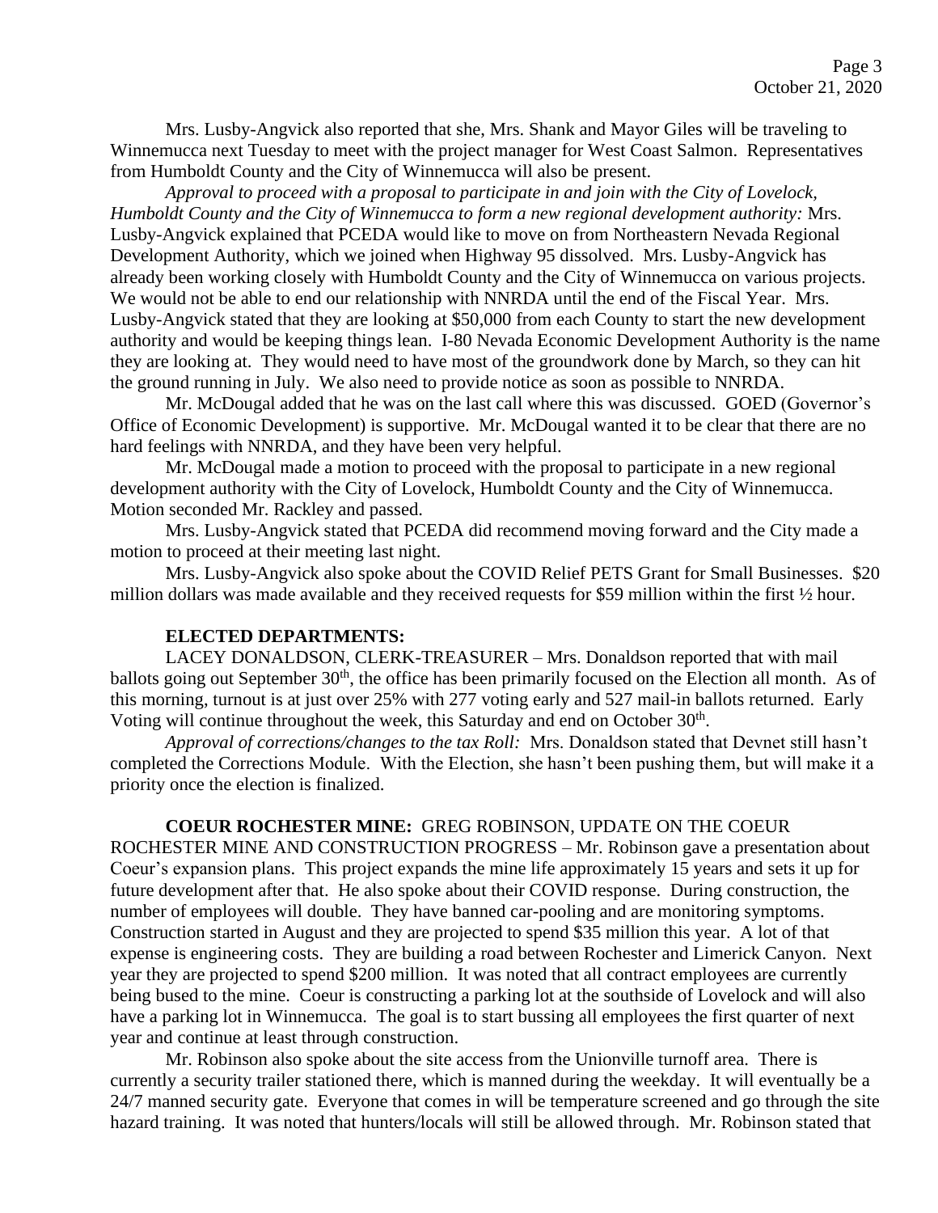Mrs. Lusby-Angvick also reported that she, Mrs. Shank and Mayor Giles will be traveling to Winnemucca next Tuesday to meet with the project manager for West Coast Salmon. Representatives from Humboldt County and the City of Winnemucca will also be present.

*Approval to proceed with a proposal to participate in and join with the City of Lovelock, Humboldt County and the City of Winnemucca to form a new regional development authority:* Mrs. Lusby-Angvick explained that PCEDA would like to move on from Northeastern Nevada Regional Development Authority, which we joined when Highway 95 dissolved. Mrs. Lusby-Angvick has already been working closely with Humboldt County and the City of Winnemucca on various projects. We would not be able to end our relationship with NNRDA until the end of the Fiscal Year. Mrs. Lusby-Angvick stated that they are looking at \$50,000 from each County to start the new development authority and would be keeping things lean. I-80 Nevada Economic Development Authority is the name they are looking at. They would need to have most of the groundwork done by March, so they can hit the ground running in July. We also need to provide notice as soon as possible to NNRDA.

Mr. McDougal added that he was on the last call where this was discussed. GOED (Governor's Office of Economic Development) is supportive. Mr. McDougal wanted it to be clear that there are no hard feelings with NNRDA, and they have been very helpful.

Mr. McDougal made a motion to proceed with the proposal to participate in a new regional development authority with the City of Lovelock, Humboldt County and the City of Winnemucca. Motion seconded Mr. Rackley and passed.

Mrs. Lusby-Angvick stated that PCEDA did recommend moving forward and the City made a motion to proceed at their meeting last night.

Mrs. Lusby-Angvick also spoke about the COVID Relief PETS Grant for Small Businesses. \$20 million dollars was made available and they received requests for \$59 million within the first ½ hour.

**ELECTED DEPARTMENTS:**

LACEY DONALDSON, CLERK-TREASURER – Mrs. Donaldson reported that with mail ballots going out September 30th, the office has been primarily focused on the Election all month. As of this morning, turnout is at just over 25% with 277 voting early and 527 mail-in ballots returned. Early Voting will continue throughout the week, this Saturday and end on October 30th.

*Approval of corrections/changes to the tax Roll:* Mrs. Donaldson stated that Devnet still hasn't completed the Corrections Module. With the Election, she hasn't been pushing them, but will make it a priority once the election is finalized.

**COEUR ROCHESTER MINE:** GREG ROBINSON, UPDATE ON THE COEUR ROCHESTER MINE AND CONSTRUCTION PROGRESS – Mr. Robinson gave a presentation about Coeur's expansion plans. This project expands the mine life approximately 15 years and sets it up for future development after that. He also spoke about their COVID response. During construction, the number of employees will double. They have banned car-pooling and are monitoring symptoms. Construction started in August and they are projected to spend \$35 million this year. A lot of that expense is engineering costs. They are building a road between Rochester and Limerick Canyon. Next year they are projected to spend \$200 million. It was noted that all contract employees are currently being bused to the mine. Coeur is constructing a parking lot at the southside of Lovelock and will also have a parking lot in Winnemucca. The goal is to start bussing all employees the first quarter of next year and continue at least through construction.

Mr. Robinson also spoke about the site access from the Unionville turnoff area. There is currently a security trailer stationed there, which is manned during the weekday. It will eventually be a 24/7 manned security gate. Everyone that comes in will be temperature screened and go through the site hazard training. It was noted that hunters/locals will still be allowed through. Mr. Robinson stated that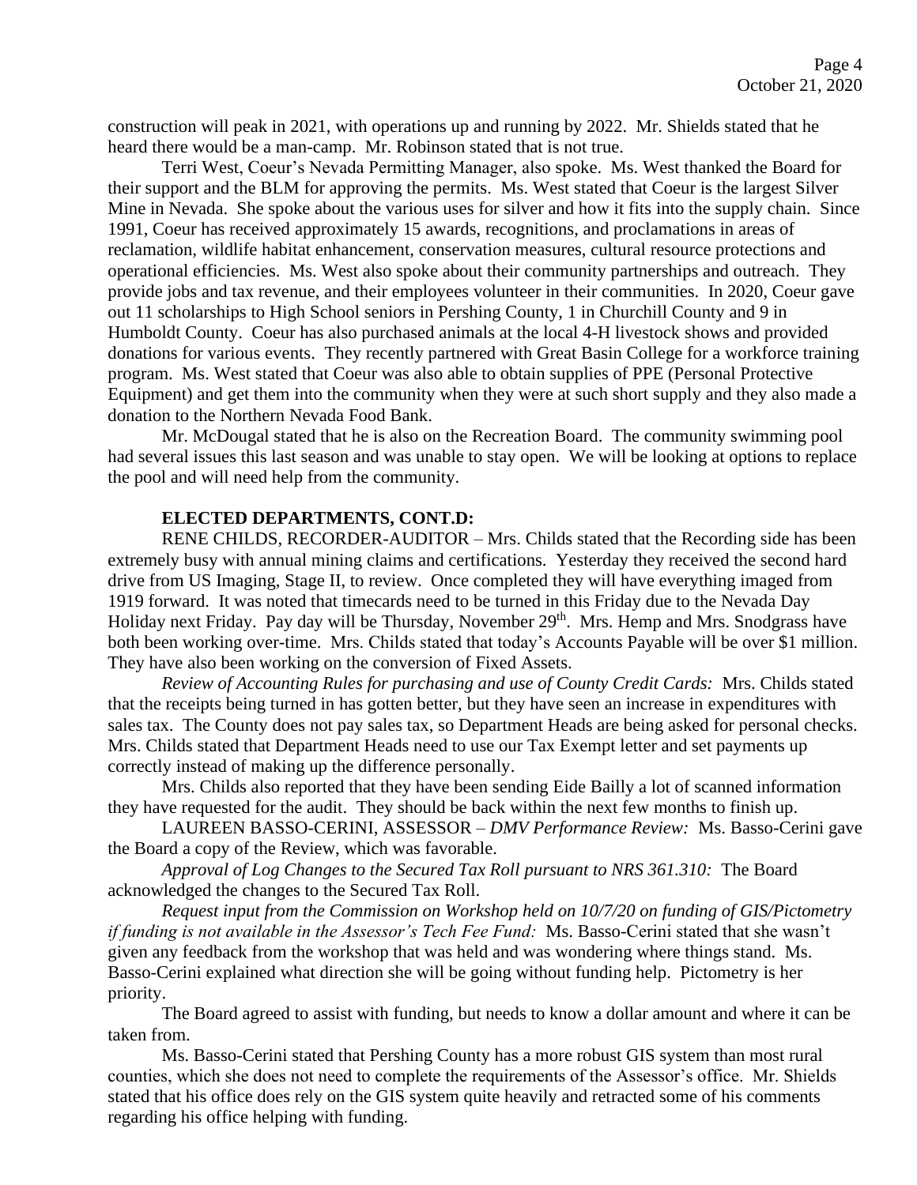construction will peak in 2021, with operations up and running by 2022. Mr. Shields stated that he heard there would be a man-camp. Mr. Robinson stated that is not true.

Terri West, Coeur's Nevada Permitting Manager, also spoke. Ms. West thanked the Board for their support and the BLM for approving the permits. Ms. West stated that Coeur is the largest Silver Mine in Nevada. She spoke about the various uses for silver and how it fits into the supply chain. Since 1991, Coeur has received approximately 15 awards, recognitions, and proclamations in areas of reclamation, wildlife habitat enhancement, conservation measures, cultural resource protections and operational efficiencies. Ms. West also spoke about their community partnerships and outreach. They provide jobs and tax revenue, and their employees volunteer in their communities. In 2020, Coeur gave out 11 scholarships to High School seniors in Pershing County, 1 in Churchill County and 9 in Humboldt County. Coeur has also purchased animals at the local 4-H livestock shows and provided donations for various events. They recently partnered with Great Basin College for a workforce training program. Ms. West stated that Coeur was also able to obtain supplies of PPE (Personal Protective Equipment) and get them into the community when they were at such short supply and they also made a donation to the Northern Nevada Food Bank.

Mr. McDougal stated that he is also on the Recreation Board. The community swimming pool had several issues this last season and was unable to stay open. We will be looking at options to replace the pool and will need help from the community.

**ELECTED DEPARTMENTS, CONT.D:**

RENE CHILDS, RECORDER-AUDITOR – Mrs. Childs stated that the Recording side has been extremely busy with annual mining claims and certifications. Yesterday they received the second hard drive from US Imaging, Stage II, to review. Once completed they will have everything imaged from 1919 forward. It was noted that timecards need to be turned in this Friday due to the Nevada Day Holiday next Friday. Pay day will be Thursday, November 29th. Mrs. Hemp and Mrs. Snodgrass have both been working over-time. Mrs. Childs stated that today's Accounts Payable will be over $1 million. They have also been working on the conversion of Fixed Assets.

*Review of Accounting Rules for purchasing and use of County Credit Cards:* Mrs. Childs stated that the receipts being turned in has gotten better, but they have seen an increase in expenditures with sales tax. The County does not pay sales tax, so Department Heads are being asked for personal checks. Mrs. Childs stated that Department Heads need to use our Tax Exempt letter and set payments up correctly instead of making up the difference personally.

Mrs. Childs also reported that they have been sending Eide Bailly a lot of scanned information they have requested for the audit. They should be back within the next few months to finish up.

LAUREEN BASSO-CERINI, ASSESSOR – *DMV Performance Review:* Ms. Basso-Cerini gave the Board a copy of the Review, which was favorable.

*Approval of Log Changes to the Secured Tax Roll pursuant to NRS 361.310:* The Board acknowledged the changes to the Secured Tax Roll.

*Request input from the Commission on Workshop held on 10/7/20 on funding of GIS/Pictometry if funding is not available in the Assessor's Tech Fee Fund:* Ms. Basso-Cerini stated that she wasn't given any feedback from the workshop that was held and was wondering where things stand. Ms. Basso-Cerini explained what direction she will be going without funding help. Pictometry is her priority.

The Board agreed to assist with funding, but needs to know a dollar amount and where it can be taken from.

Ms. Basso-Cerini stated that Pershing County has a more robust GIS system than most rural counties, which she does not need to complete the requirements of the Assessor's office. Mr. Shields stated that his office does rely on the GIS system quite heavily and retracted some of his comments regarding his office helping with funding.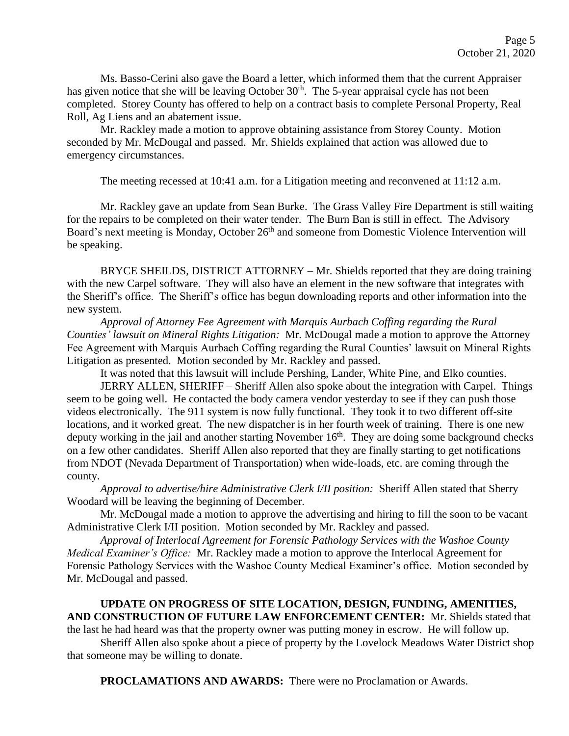Ms. Basso-Cerini also gave the Board a letter, which informed them that the current Appraiser has given notice that she will be leaving October 30th. The 5-year appraisal cycle has not been completed. Storey County has offered to help on a contract basis to complete Personal Property, Real Roll, Ag Liens and an abatement issue.

Mr. Rackley made a motion to approve obtaining assistance from Storey County. Motion seconded by Mr. McDougal and passed. Mr. Shields explained that action was allowed due to emergency circumstances.

The meeting recessed at 10:41 a.m. for a Litigation meeting and reconvened at 11:12 a.m.

Mr. Rackley gave an update from Sean Burke. The Grass Valley Fire Department is still waiting for the repairs to be completed on their water tender. The Burn Ban is still in effect. The Advisory Board's next meeting is Monday, October 26th and someone from Domestic Violence Intervention will be speaking.

BRYCE SHEILDS, DISTRICT ATTORNEY – Mr. Shields reported that they are doing training with the new Carpel software. They will also have an element in the new software that integrates with the Sheriff's office. The Sheriff's office has begun downloading reports and other information into the new system.

*Approval of Attorney Fee Agreement with Marquis Aurbach Coffing regarding the Rural Counties' lawsuit on Mineral Rights Litigation:* Mr. McDougal made a motion to approve the Attorney Fee Agreement with Marquis Aurbach Coffing regarding the Rural Counties' lawsuit on Mineral Rights Litigation as presented. Motion seconded by Mr. Rackley and passed.

It was noted that this lawsuit will include Pershing, Lander, White Pine, and Elko counties.

JERRY ALLEN, SHERIFF – Sheriff Allen also spoke about the integration with Carpel. Things seem to be going well. He contacted the body camera vendor yesterday to see if they can push those videos electronically. The 911 system is now fully functional. They took it to two different off-site locations, and it worked great. The new dispatcher is in her fourth week of training. There is one new deputy working in the jail and another starting November 16th. They are doing some background checks on a few other candidates. Sheriff Allen also reported that they are finally starting to get notifications from NDOT (Nevada Department of Transportation) when wide-loads, etc. are coming through the county.

*Approval to advertise/hire Administrative Clerk I/II position:* Sheriff Allen stated that Sherry Woodard will be leaving the beginning of December.

Mr. McDougal made a motion to approve the advertising and hiring to fill the soon to be vacant Administrative Clerk I/II position. Motion seconded by Mr. Rackley and passed.

*Approval of Interlocal Agreement for Forensic Pathology Services with the Washoe County Medical Examiner's Office:* Mr. Rackley made a motion to approve the Interlocal Agreement for Forensic Pathology Services with the Washoe County Medical Examiner's office. Motion seconded by Mr. McDougal and passed.

**UPDATE ON PROGRESS OF SITE LOCATION, DESIGN, FUNDING, AMENITIES, AND CONSTRUCTION OF FUTURE LAW ENFORCEMENT CENTER:** Mr. Shields stated that the last he had heard was that the property owner was putting money in escrow. He will follow up.

Sheriff Allen also spoke about a piece of property by the Lovelock Meadows Water District shop that someone may be willing to donate.

**PROCLAMATIONS AND AWARDS:** There were no Proclamation or Awards.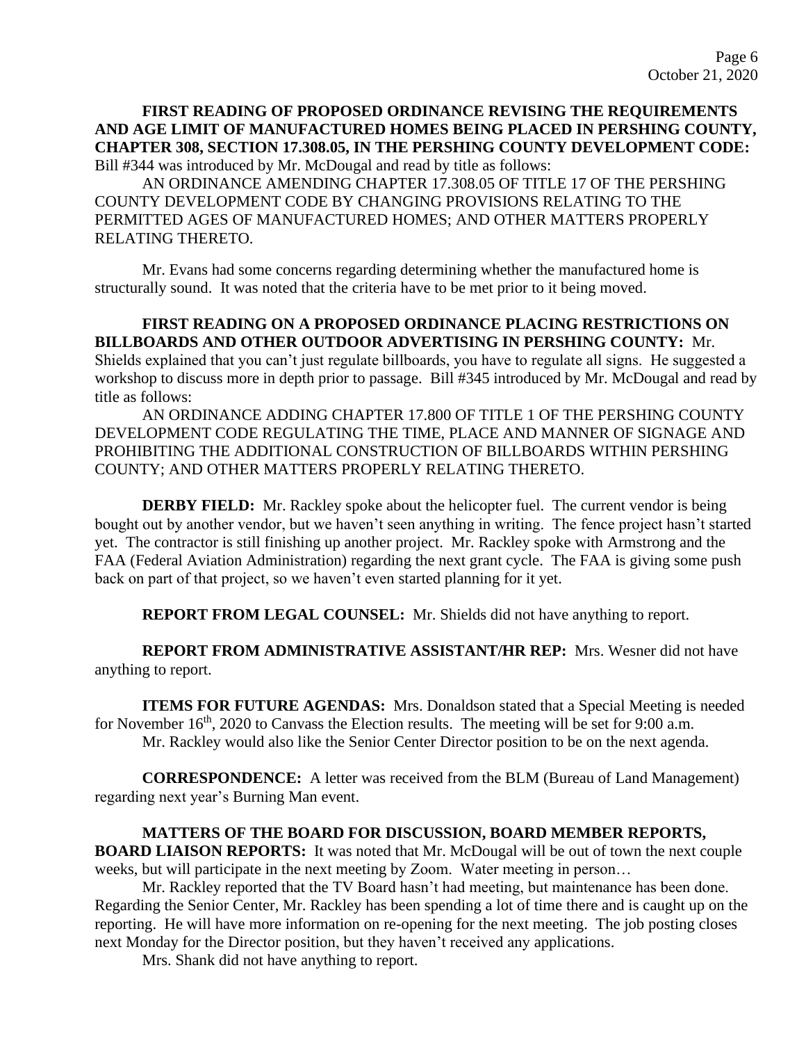**FIRST READING OF PROPOSED ORDINANCE REVISING THE REQUIREMENTS AND AGE LIMIT OF MANUFACTURED HOMES BEING PLACED IN PERSHING COUNTY, CHAPTER 308, SECTION 17.308.05, IN THE PERSHING COUNTY DEVELOPMENT CODE:** Bill #344 was introduced by Mr. McDougal and read by title as follows:

AN ORDINANCE AMENDING CHAPTER 17.308.05 OF TITLE 17 OF THE PERSHING COUNTY DEVELOPMENT CODE BY CHANGING PROVISIONS RELATING TO THE PERMITTED AGES OF MANUFACTURED HOMES; AND OTHER MATTERS PROPERLY RELATING THERETO.

Mr. Evans had some concerns regarding determining whether the manufactured home is structurally sound. It was noted that the criteria have to be met prior to it being moved.

**FIRST READING ON A PROPOSED ORDINANCE PLACING RESTRICTIONS ON BILLBOARDS AND OTHER OUTDOOR ADVERTISING IN PERSHING COUNTY:** Mr. Shields explained that you can't just regulate billboards, you have to regulate all signs. He suggested a workshop to discuss more in depth prior to passage. Bill #345 introduced by Mr. McDougal and read by title as follows:

AN ORDINANCE ADDING CHAPTER 17.800 OF TITLE 1 OF THE PERSHING COUNTY DEVELOPMENT CODE REGULATING THE TIME, PLACE AND MANNER OF SIGNAGE AND PROHIBITING THE ADDITIONAL CONSTRUCTION OF BILLBOARDS WITHIN PERSHING COUNTY; AND OTHER MATTERS PROPERLY RELATING THERETO.

**DERBY FIELD:** Mr. Rackley spoke about the helicopter fuel. The current vendor is being bought out by another vendor, but we haven't seen anything in writing. The fence project hasn't started yet. The contractor is still finishing up another project. Mr. Rackley spoke with Armstrong and the FAA (Federal Aviation Administration) regarding the next grant cycle. The FAA is giving some push back on part of that project, so we haven't even started planning for it yet.

**REPORT FROM LEGAL COUNSEL:** Mr. Shields did not have anything to report.

**REPORT FROM ADMINISTRATIVE ASSISTANT/HR REP:** Mrs. Wesner did not have anything to report.

**ITEMS FOR FUTURE AGENDAS:** Mrs. Donaldson stated that a Special Meeting is needed for November 16th, 2020 to Canvass the Election results. The meeting will be set for 9:00 a.m.

Mr. Rackley would also like the Senior Center Director position to be on the next agenda.

**CORRESPONDENCE:** A letter was received from the BLM (Bureau of Land Management) regarding next year's Burning Man event.

**MATTERS OF THE BOARD FOR DISCUSSION, BOARD MEMBER REPORTS, BOARD LIAISON REPORTS:** It was noted that Mr. McDougal will be out of town the next couple weeks, but will participate in the next meeting by Zoom. Water meeting in person…

Mr. Rackley reported that the TV Board hasn't had meeting, but maintenance has been done. Regarding the Senior Center, Mr. Rackley has been spending a lot of time there and is caught up on the reporting. He will have more information on re-opening for the next meeting. The job posting closes next Monday for the Director position, but they haven't received any applications.

Mrs. Shank did not have anything to report.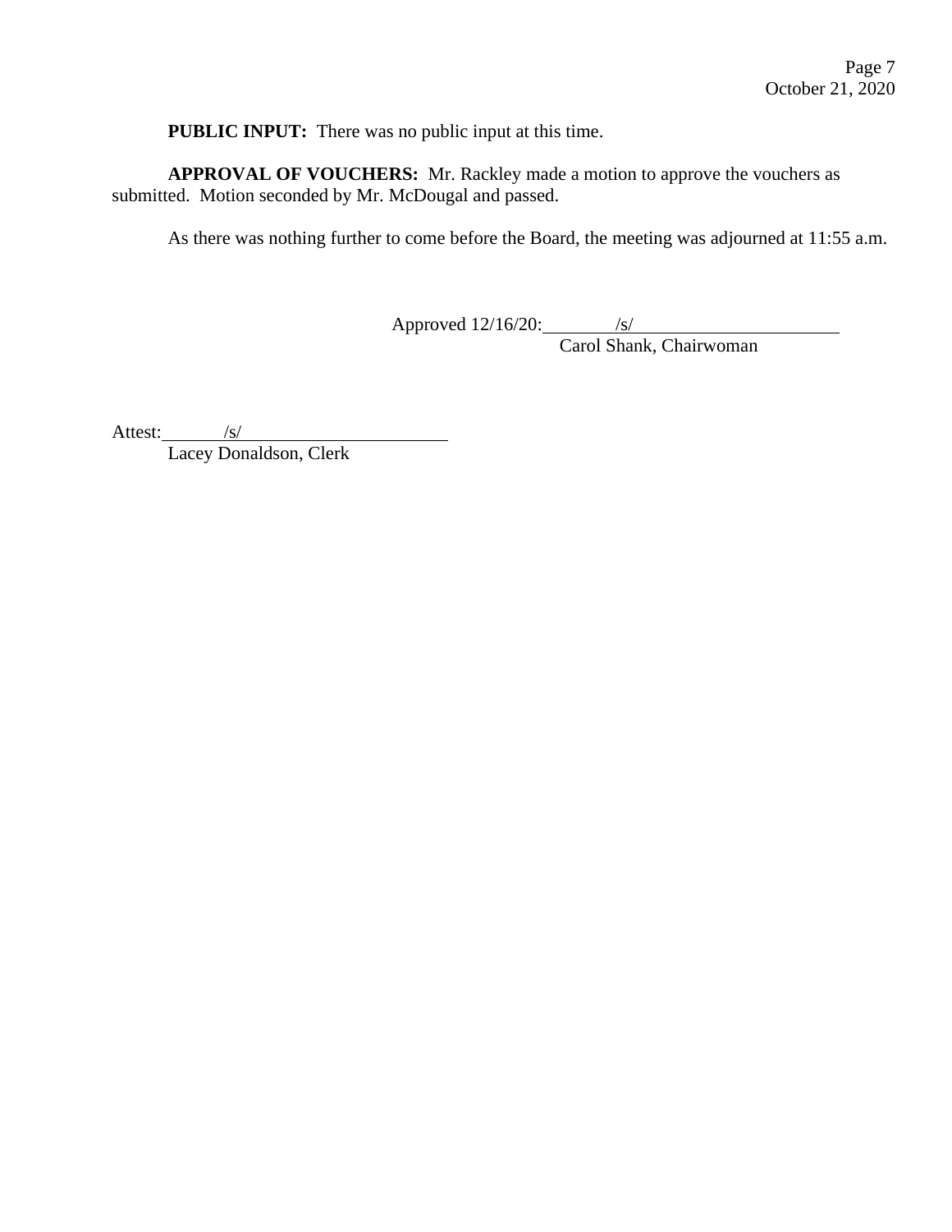**PUBLIC INPUT:** There was no public input at this time.

**APPROVAL OF VOUCHERS:** Mr. Rackley made a motion to approve the vouchers as submitted. Motion seconded by Mr. McDougal and passed.

As there was nothing further to come before the Board, the meeting was adjourned at 11:55 a.m.

Approved 12/16/20: /s/
Carol Shank, Chairwoman

Attest: /s/
Lacey Donaldson, Clerk